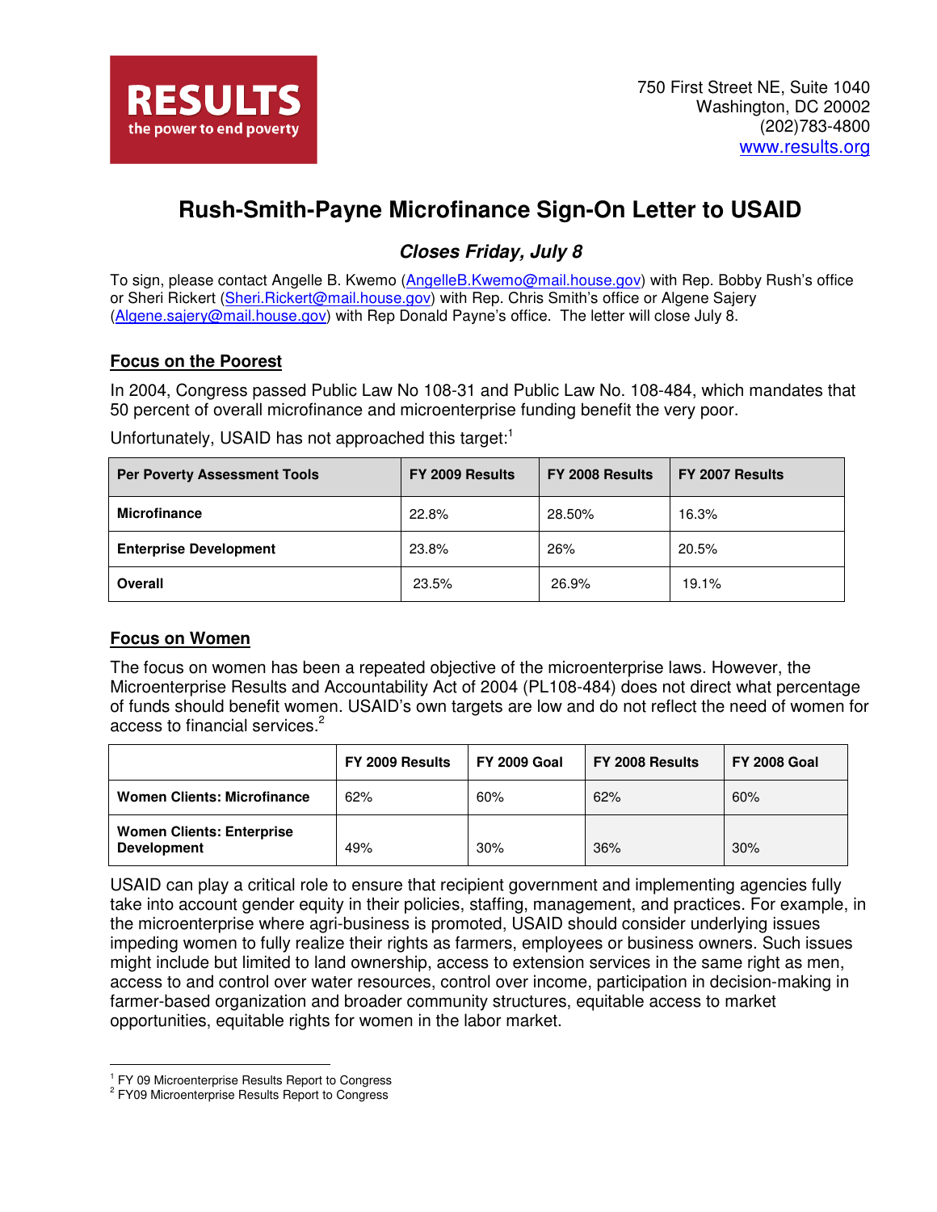**RESULTS**
the power to end poverty

750 First Street NE, Suite 1040
Washington, DC 20002
(202)783-4800
www.results.org

# Rush-Smith-Payne Microfinance Sign-On Letter to USAID

### *Closes Friday, July 8*

To sign, please contact Angelle B. Kwemo (AngelleB.Kwemo@mail.house.gov) with Rep. Bobby Rush's office or Sheri Rickert (Sheri.Rickert@mail.house.gov) with Rep. Chris Smith's office or Algene Sajery (Algene.sajery@mail.house.gov) with Rep Donald Payne's office. The letter will close July 8.

## Focus on the Poorest

In 2004, Congress passed Public Law No 108-31 and Public Law No. 108-484, which mandates that 50 percent of overall microfinance and microenterprise funding benefit the very poor.

Unfortunately, USAID has not approached this target:[1]

| Per Poverty Assessment Tools | FY 2009 Results | FY 2008 Results | FY 2007 Results |
|---|---|---|---|
| **Microfinance** | 22.8% | 28.50% | 16.3% |
| **Enterprise Development** | 23.8% | 26% | 20.5% |
| **Overall** | 23.5% | 26.9% | 19.1% |

## Focus on Women

The focus on women has been a repeated objective of the microenterprise laws. However, the Microenterprise Results and Accountability Act of 2004 (PL108-484) does not direct what percentage of funds should benefit women. USAID's own targets are low and do not reflect the need of women for access to financial services.[2]

| | FY 2009 Results | FY 2009 Goal | FY 2008 Results | FY 2008 Goal |
|---|---|---|---|---|
| **Women Clients: Microfinance** | 62% | 60% | 62% | 60% |
| **Women Clients: Enterprise Development** | 49% | 30% | 36% | 30% |

USAID can play a critical role to ensure that recipient government and implementing agencies fully take into account gender equity in their policies, staffing, management, and practices. For example, in the microenterprise where agri-business is promoted, USAID should consider underlying issues impeding women to fully realize their rights as farmers, employees or business owners. Such issues might include but limited to land ownership, access to extension services in the same right as men, access to and control over water resources, control over income, participation in decision-making in farmer-based organization and broader community structures, equitable access to market opportunities, equitable rights for women in the labor market.

---

[1] FY 09 Microenterprise Results Report to Congress
[2] FY09 Microenterprise Results Report to Congress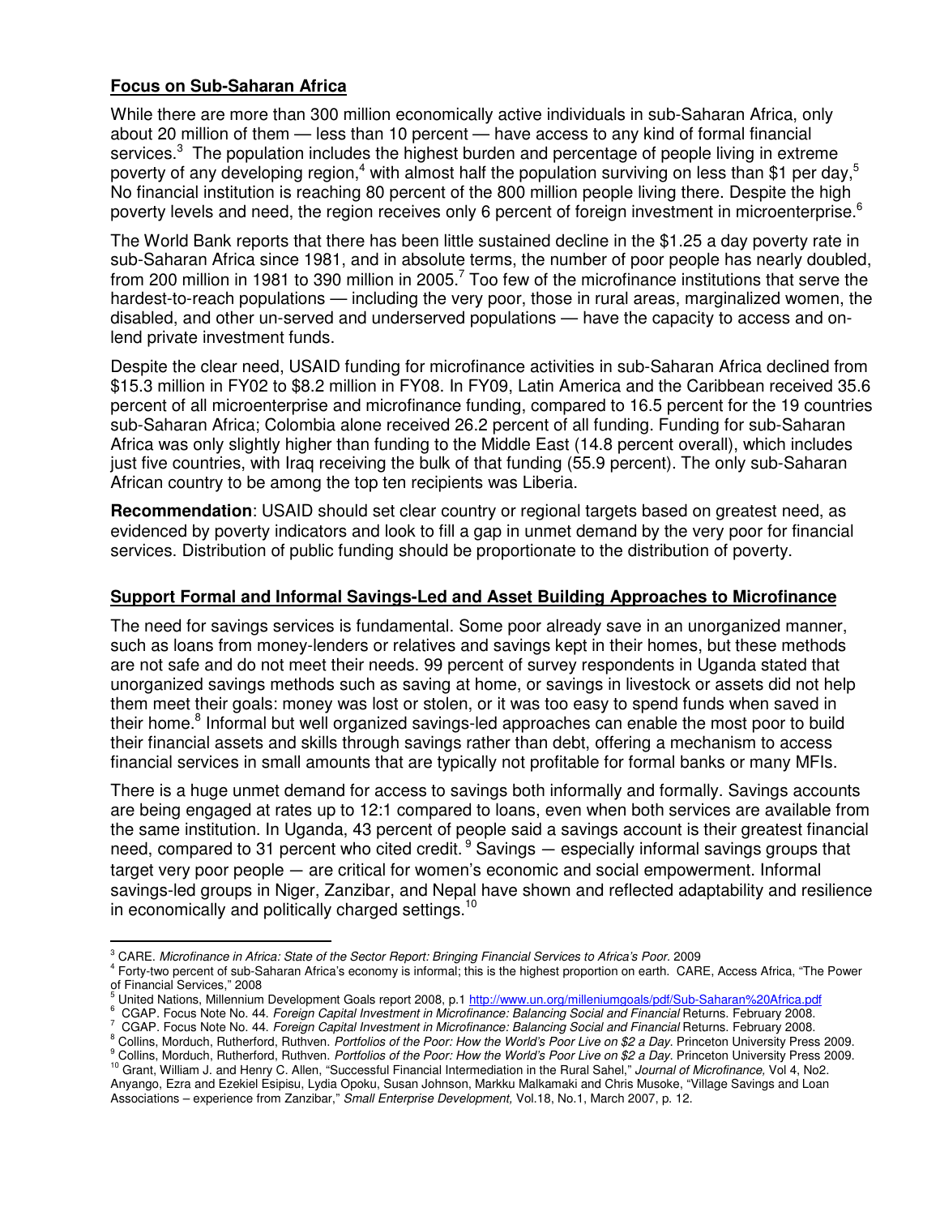## Focus on Sub-Saharan Africa

While there are more than 300 million economically active individuals in sub-Saharan Africa, only about 20 million of them — less than 10 percent — have access to any kind of formal financial services.[3] The population includes the highest burden and percentage of people living in extreme poverty of any developing region,[4] with almost half the population surviving on less than $1 per day,[5] No financial institution is reaching 80 percent of the 800 million people living there. Despite the high poverty levels and need, the region receives only 6 percent of foreign investment in microenterprise.[6]

The World Bank reports that there has been little sustained decline in the $1.25 a day poverty rate in sub-Saharan Africa since 1981, and in absolute terms, the number of poor people has nearly doubled, from 200 million in 1981 to 390 million in 2005.[7] Too few of the microfinance institutions that serve the hardest-to-reach populations — including the very poor, those in rural areas, marginalized women, the disabled, and other un-served and underserved populations — have the capacity to access and on-lend private investment funds.

Despite the clear need, USAID funding for microfinance activities in sub-Saharan Africa declined from $15.3 million in FY02 to $8.2 million in FY08. In FY09, Latin America and the Caribbean received 35.6 percent of all microenterprise and microfinance funding, compared to 16.5 percent for the 19 countries sub-Saharan Africa; Colombia alone received 26.2 percent of all funding. Funding for sub-Saharan Africa was only slightly higher than funding to the Middle East (14.8 percent overall), which includes just five countries, with Iraq receiving the bulk of that funding (55.9 percent). The only sub-Saharan African country to be among the top ten recipients was Liberia.

**Recommendation**: USAID should set clear country or regional targets based on greatest need, as evidenced by poverty indicators and look to fill a gap in unmet demand by the very poor for financial services. Distribution of public funding should be proportionate to the distribution of poverty.

## Support Formal and Informal Savings-Led and Asset Building Approaches to Microfinance

The need for savings services is fundamental. Some poor already save in an unorganized manner, such as loans from money-lenders or relatives and savings kept in their homes, but these methods are not safe and do not meet their needs. 99 percent of survey respondents in Uganda stated that unorganized savings methods such as saving at home, or savings in livestock or assets did not help them meet their goals: money was lost or stolen, or it was too easy to spend funds when saved in their home.[8] Informal but well organized savings-led approaches can enable the most poor to build their financial assets and skills through savings rather than debt, offering a mechanism to access financial services in small amounts that are typically not profitable for formal banks or many MFIs.

There is a huge unmet demand for access to savings both informally and formally. Savings accounts are being engaged at rates up to 12:1 compared to loans, even when both services are available from the same institution. In Uganda, 43 percent of people said a savings account is their greatest financial need, compared to 31 percent who cited credit.[9] Savings — especially informal savings groups that target very poor people — are critical for women's economic and social empowerment. Informal savings-led groups in Niger, Zanzibar, and Nepal have shown and reflected adaptability and resilience in economically and politically charged settings.[10]

---

[3] CARE. *Microfinance in Africa: State of the Sector Report: Bringing Financial Services to Africa's Poor*. 2009

[4] Forty-two percent of sub-Saharan Africa's economy is informal; this is the highest proportion on earth. CARE, Access Africa, "The Power of Financial Services," 2008

[5] United Nations, Millennium Development Goals report 2008, p.1 http://www.un.org/milleniumgoals/pdf/Sub-Saharan%20Africa.pdf

[6] CGAP. Focus Note No. 44. *Foreign Capital Investment in Microfinance: Balancing Social and Financial* Returns. February 2008.

[7] CGAP. Focus Note No. 44. *Foreign Capital Investment in Microfinance: Balancing Social and Financial* Returns. February 2008.

[8] Collins, Morduch, Rutherford, Ruthven. *Portfolios of the Poor: How the World's Poor Live on $2 a Day*. Princeton University Press 2009.

[9] Collins, Morduch, Rutherford, Ruthven. *Portfolios of the Poor: How the World's Poor Live on $2 a Day*. Princeton University Press 2009.

[10] Grant, William J. and Henry C. Allen, "Successful Financial Intermediation in the Rural Sahel," *Journal of Microfinance,* Vol 4, No2. Anyango, Ezra and Ezekiel Esipisu, Lydia Opoku, Susan Johnson, Markku Malkamaki and Chris Musoke, "Village Savings and Loan Associations – experience from Zanzibar," *Small Enterprise Development,* Vol.18, No.1, March 2007, p. 12.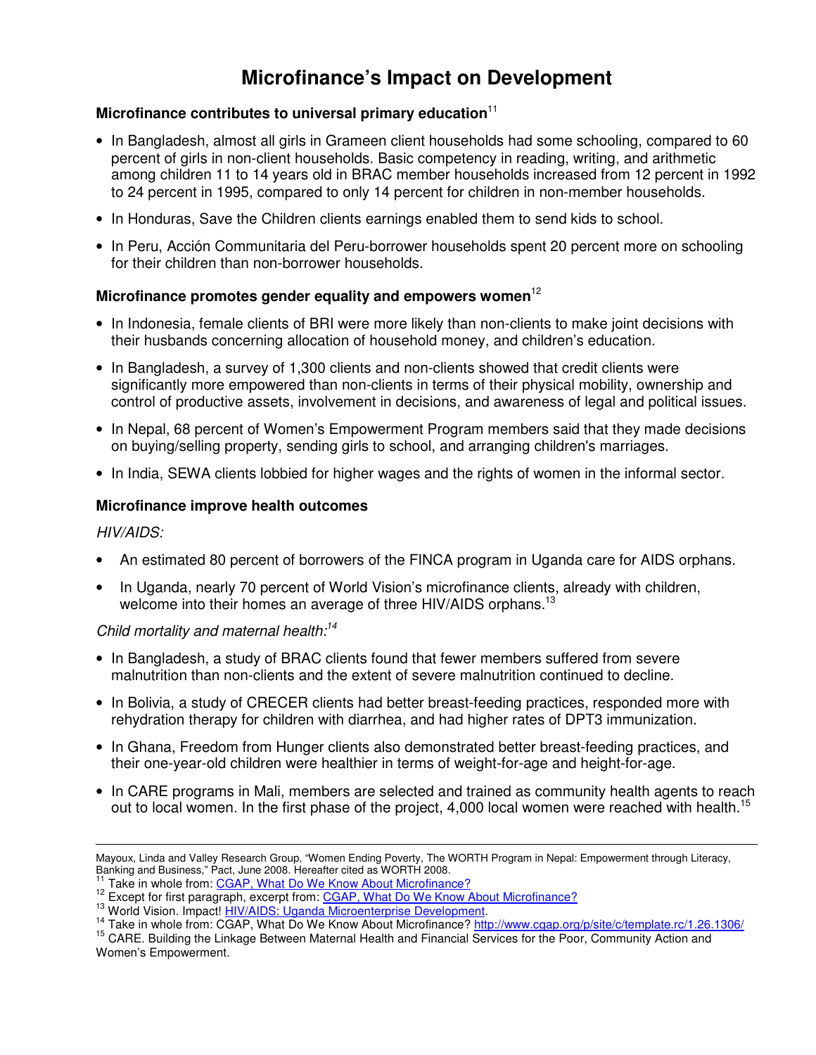# Microfinance's Impact on Development

**Microfinance contributes to universal primary education**[11]

- In Bangladesh, almost all girls in Grameen client households had some schooling, compared to 60 percent of girls in non-client households. Basic competency in reading, writing, and arithmetic among children 11 to 14 years old in BRAC member households increased from 12 percent in 1992 to 24 percent in 1995, compared to only 14 percent for children in non-member households.
- In Honduras, Save the Children clients earnings enabled them to send kids to school.
- In Peru, Acción Communitaria del Peru-borrower households spent 20 percent more on schooling for their children than non-borrower households.

**Microfinance promotes gender equality and empowers women**[12]

- In Indonesia, female clients of BRI were more likely than non-clients to make joint decisions with their husbands concerning allocation of household money, and children's education.
- In Bangladesh, a survey of 1,300 clients and non-clients showed that credit clients were significantly more empowered than non-clients in terms of their physical mobility, ownership and control of productive assets, involvement in decisions, and awareness of legal and political issues.
- In Nepal, 68 percent of Women's Empowerment Program members said that they made decisions on buying/selling property, sending girls to school, and arranging children's marriages.
- In India, SEWA clients lobbied for higher wages and the rights of women in the informal sector.

**Microfinance improve health outcomes**

*HIV/AIDS:*

- An estimated 80 percent of borrowers of the FINCA program in Uganda care for AIDS orphans.
- In Uganda, nearly 70 percent of World Vision's microfinance clients, already with children, welcome into their homes an average of three HIV/AIDS orphans.[13]

*Child mortality and maternal health:*[14]

- In Bangladesh, a study of BRAC clients found that fewer members suffered from severe malnutrition than non-clients and the extent of severe malnutrition continued to decline.
- In Bolivia, a study of CRECER clients had better breast-feeding practices, responded more with rehydration therapy for children with diarrhea, and had higher rates of DPT3 immunization.
- In Ghana, Freedom from Hunger clients also demonstrated better breast-feeding practices, and their one-year-old children were healthier in terms of weight-for-age and height-for-age.
- In CARE programs in Mali, members are selected and trained as community health agents to reach out to local women. In the first phase of the project, 4,000 local women were reached with health.[15]

---

Mayoux, Linda and Valley Research Group, "Women Ending Poverty, The WORTH Program in Nepal: Empowerment through Literacy, Banking and Business," Pact, June 2008. Hereafter cited as WORTH 2008.

[11] Take in whole from: CGAP, What Do We Know About Microfinance?

[12] Except for first paragraph, excerpt from: CGAP, What Do We Know About Microfinance?

[13] World Vision. Impact! HIV/AIDS: Uganda Microenterprise Development.

[14] Take in whole from: CGAP, What Do We Know About Microfinance? http://www.cgap.org/p/site/c/template.rc/1.26.1306/

[15] CARE. Building the Linkage Between Maternal Health and Financial Services for the Poor, Community Action and Women's Empowerment.